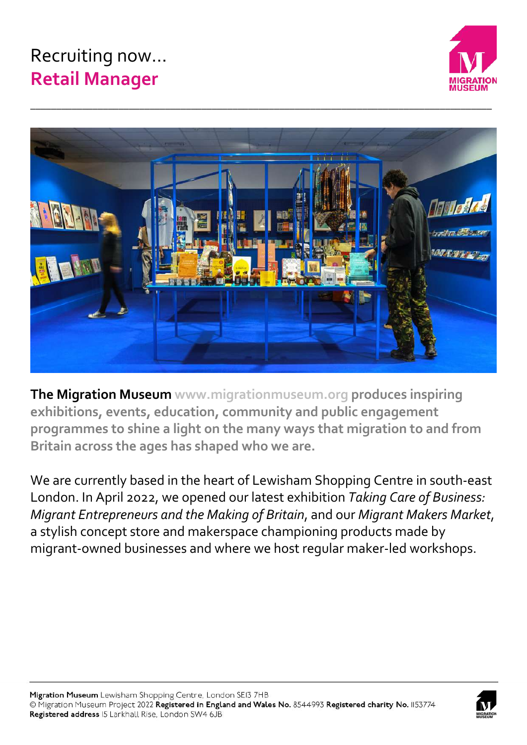Recruiting now…

# Retail Manager

**The Migration Museum** www.migrationmuseum.org **produces inspiring exhibitions, events, education, community and public engagement programmes to shine a light on the many ways that migration to and from Britain across the ages has shaped who we are.**

We are currently based in the heart of Lewisham Shopping Centre in south-east London. In April 2022, we opened our latest exhibition *Taking Care of Business: Migrant Entrepreneurs and the Making of Britain*, and our *Migrant Makers Market*, a stylish concept store and makerspace championing products made by migrant-owned businesses and where we host regular maker-led workshops.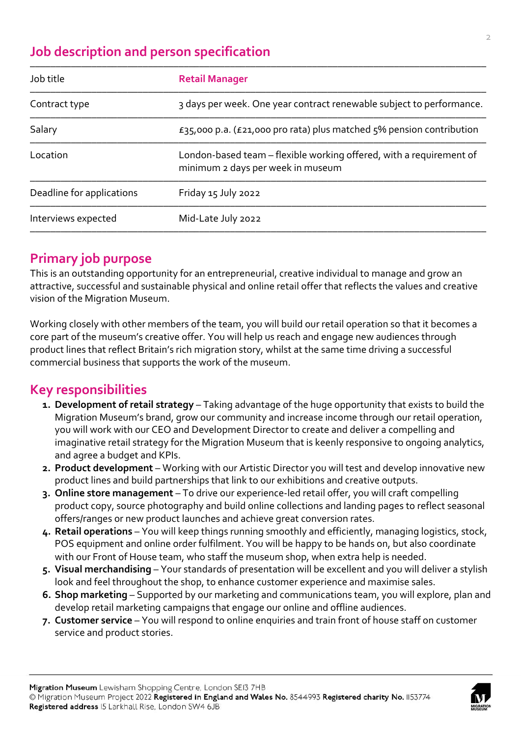## Job description and person specification

| Job title | **Retail Manager** |
|---|---|
| Contract type | 3 days per week. One year contract renewable subject to performance. |
| Salary | £35,000 p.a. (£21,000 pro rata) plus matched 5% pension contribution |
| Location | London-based team – flexible working offered, with a requirement of minimum 2 days per week in museum |
| Deadline for applications | Friday 15 July 2022 |
| Interviews expected | Mid-Late July 2022 |

## Primary job purpose

This is an outstanding opportunity for an entrepreneurial, creative individual to manage and grow an attractive, successful and sustainable physical and online retail offer that reflects the values and creative vision of the Migration Museum.

Working closely with other members of the team, you will build our retail operation so that it becomes a core part of the museum's creative offer. You will help us reach and engage new audiences through product lines that reflect Britain's rich migration story, whilst at the same time driving a successful commercial business that supports the work of the museum.

## Key responsibilities

1. **Development of retail strategy** – Taking advantage of the huge opportunity that exists to build the Migration Museum's brand, grow our community and increase income through our retail operation, you will work with our CEO and Development Director to create and deliver a compelling and imaginative retail strategy for the Migration Museum that is keenly responsive to ongoing analytics, and agree a budget and KPIs.
2. **Product development** – Working with our Artistic Director you will test and develop innovative new product lines and build partnerships that link to our exhibitions and creative outputs.
3. **Online store management** – To drive our experience-led retail offer, you will craft compelling product copy, source photography and build online collections and landing pages to reflect seasonal offers/ranges or new product launches and achieve great conversion rates.
4. **Retail operations** – You will keep things running smoothly and efficiently, managing logistics, stock, POS equipment and online order fulfilment. You will be happy to be hands on, but also coordinate with our Front of House team, who staff the museum shop, when extra help is needed.
5. **Visual merchandising** – Your standards of presentation will be excellent and you will deliver a stylish look and feel throughout the shop, to enhance customer experience and maximise sales.
6. **Shop marketing** – Supported by our marketing and communications team, you will explore, plan and develop retail marketing campaigns that engage our online and offline audiences.
7. **Customer service** – You will respond to online enquiries and train front of house staff on customer service and product stories.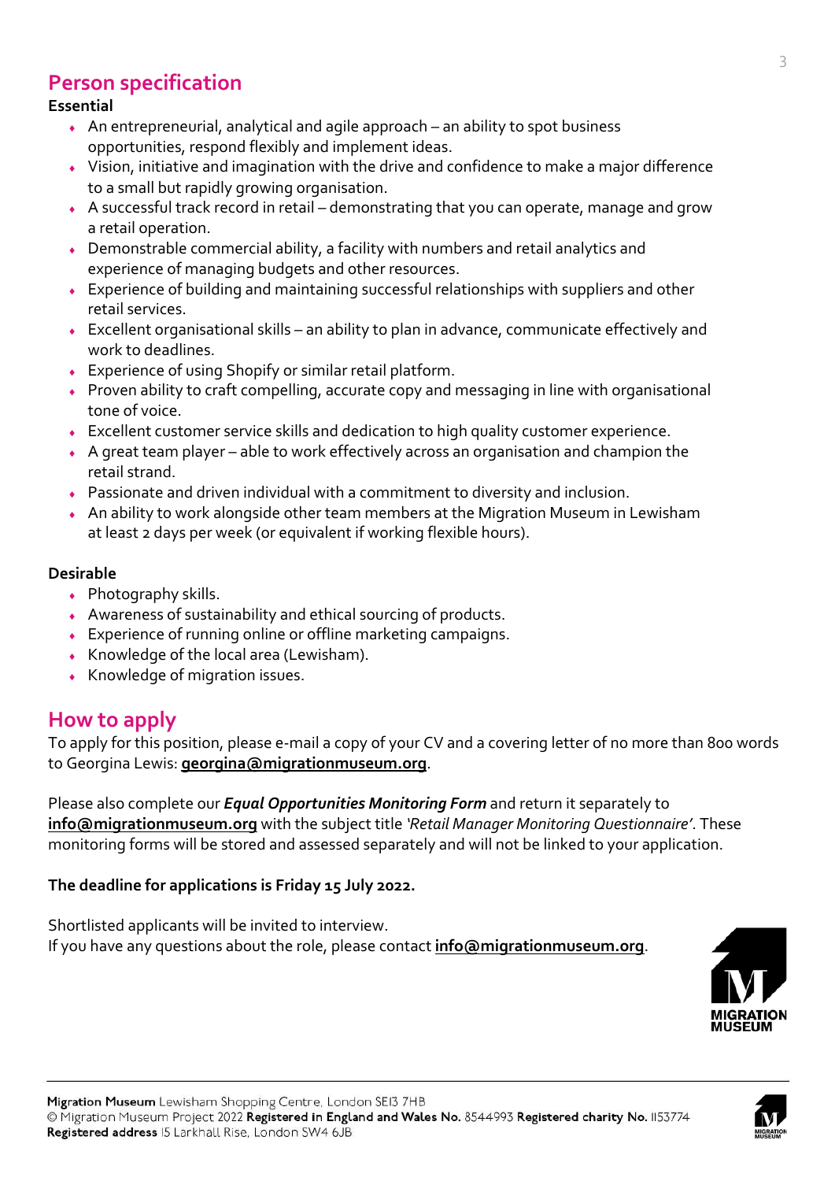## Person specification

**Essential**

- An entrepreneurial, analytical and agile approach – an ability to spot business opportunities, respond flexibly and implement ideas.
- Vision, initiative and imagination with the drive and confidence to make a major difference to a small but rapidly growing organisation.
- A successful track record in retail – demonstrating that you can operate, manage and grow a retail operation.
- Demonstrable commercial ability, a facility with numbers and retail analytics and experience of managing budgets and other resources.
- Experience of building and maintaining successful relationships with suppliers and other retail services.
- Excellent organisational skills – an ability to plan in advance, communicate effectively and work to deadlines.
- Experience of using Shopify or similar retail platform.
- Proven ability to craft compelling, accurate copy and messaging in line with organisational tone of voice.
- Excellent customer service skills and dedication to high quality customer experience.
- A great team player – able to work effectively across an organisation and champion the retail strand.
- Passionate and driven individual with a commitment to diversity and inclusion.
- An ability to work alongside other team members at the Migration Museum in Lewisham at least 2 days per week (or equivalent if working flexible hours).

**Desirable**

- Photography skills.
- Awareness of sustainability and ethical sourcing of products.
- Experience of running online or offline marketing campaigns.
- Knowledge of the local area (Lewisham).
- Knowledge of migration issues.

## How to apply

To apply for this position, please e-mail a copy of your CV and a covering letter of no more than 800 words to Georgina Lewis: **georgina@migrationmuseum.org**.

Please also complete our ***Equal Opportunities Monitoring Form*** and return it separately to **info@migrationmuseum.org** with the subject title *'Retail Manager Monitoring Questionnaire'*. These monitoring forms will be stored and assessed separately and will not be linked to your application.

**The deadline for applications is Friday 15 July 2022.**

Shortlisted applicants will be invited to interview.
If you have any questions about the role, please contact **info@migrationmuseum.org**.

MIGRATION MUSEUM

**Migration Museum** Lewisham Shopping Centre, London SE13 7HB
© Migration Museum Project 2022 **Registered in England and Wales No.** 8544993 **Registered charity No.** 1153774
**Registered address** 15 Larkhall Rise, London SW4 6JB